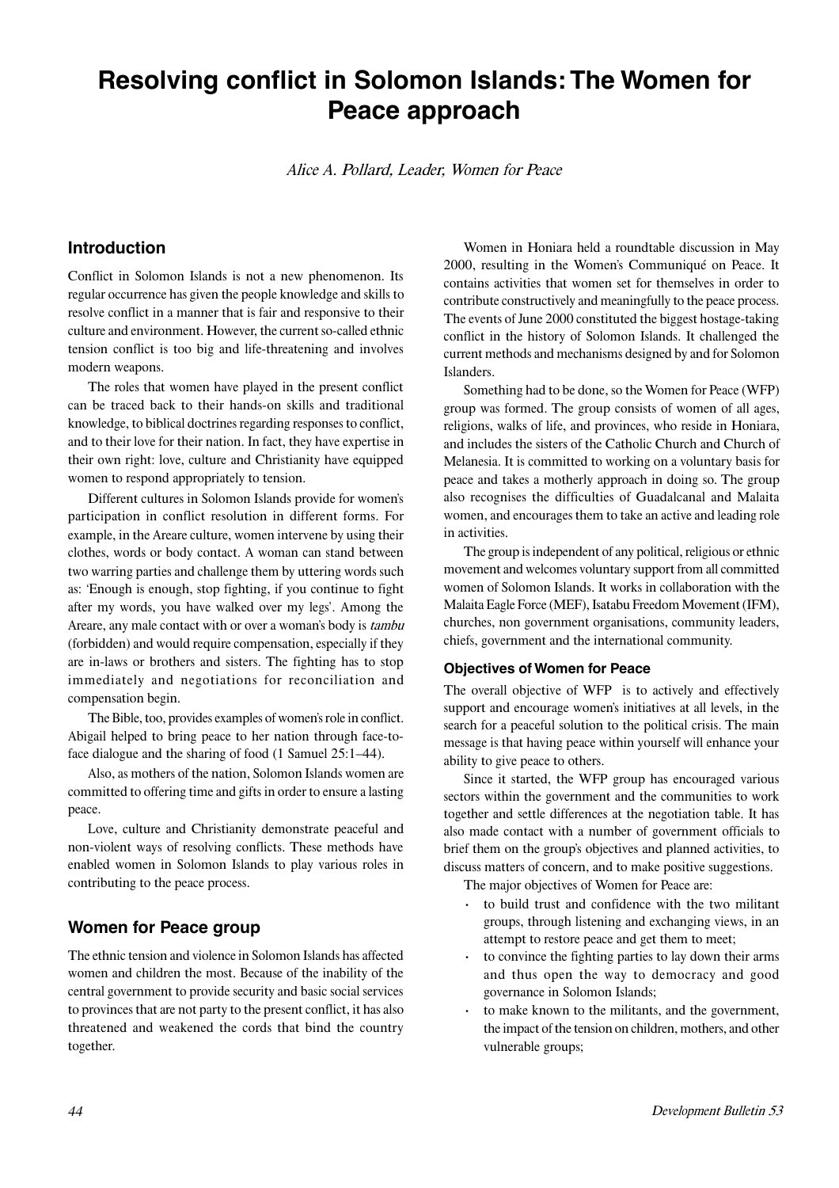# Resolving conflict in Solomon Islands: The Women for Peace approach

*Alice A. Pollard, Leader, Women for Peace*

## Introduction

Conflict in Solomon Islands is not a new phenomenon. Its regular occurrence has given the people knowledge and skills to resolve conflict in a manner that is fair and responsive to their culture and environment. However, the current so-called ethnic tension conflict is too big and life-threatening and involves modern weapons.

The roles that women have played in the present conflict can be traced back to their hands-on skills and traditional knowledge, to biblical doctrines regarding responses to conflict, and to their love for their nation. In fact, they have expertise in their own right: love, culture and Christianity have equipped women to respond appropriately to tension.

Different cultures in Solomon Islands provide for women's participation in conflict resolution in different forms. For example, in the Areare culture, women intervene by using their clothes, words or body contact. A woman can stand between two warring parties and challenge them by uttering words such as: 'Enough is enough, stop fighting, if you continue to fight after my words, you have walked over my legs'. Among the Areare, any male contact with or over a woman's body is *tambu* (forbidden) and would require compensation, especially if they are in-laws or brothers and sisters. The fighting has to stop immediately and negotiations for reconciliation and compensation begin.

The Bible, too, provides examples of women's role in conflict. Abigail helped to bring peace to her nation through face-to-face dialogue and the sharing of food (1 Samuel 25:1–44).

Also, as mothers of the nation, Solomon Islands women are committed to offering time and gifts in order to ensure a lasting peace.

Love, culture and Christianity demonstrate peaceful and non-violent ways of resolving conflicts. These methods have enabled women in Solomon Islands to play various roles in contributing to the peace process.

## Women for Peace group

The ethnic tension and violence in Solomon Islands has affected women and children the most. Because of the inability of the central government to provide security and basic social services to provinces that are not party to the present conflict, it has also threatened and weakened the cords that bind the country together.

Women in Honiara held a roundtable discussion in May 2000, resulting in the Women's Communiqué on Peace. It contains activities that women set for themselves in order to contribute constructively and meaningfully to the peace process. The events of June 2000 constituted the biggest hostage-taking conflict in the history of Solomon Islands. It challenged the current methods and mechanisms designed by and for Solomon Islanders.

Something had to be done, so the Women for Peace (WFP) group was formed. The group consists of women of all ages, religions, walks of life, and provinces, who reside in Honiara, and includes the sisters of the Catholic Church and Church of Melanesia. It is committed to working on a voluntary basis for peace and takes a motherly approach in doing so. The group also recognises the difficulties of Guadalcanal and Malaita women, and encourages them to take an active and leading role in activities.

The group is independent of any political, religious or ethnic movement and welcomes voluntary support from all committed women of Solomon Islands. It works in collaboration with the Malaita Eagle Force (MEF), Isatabu Freedom Movement (IFM), churches, non government organisations, community leaders, chiefs, government and the international community.

### Objectives of Women for Peace

The overall objective of WFP is to actively and effectively support and encourage women's initiatives at all levels, in the search for a peaceful solution to the political crisis. The main message is that having peace within yourself will enhance your ability to give peace to others.

Since it started, the WFP group has encouraged various sectors within the government and the communities to work together and settle differences at the negotiation table. It has also made contact with a number of government officials to brief them on the group's objectives and planned activities, to discuss matters of concern, and to make positive suggestions.

The major objectives of Women for Peace are:

- to build trust and confidence with the two militant groups, through listening and exchanging views, in an attempt to restore peace and get them to meet;
- to convince the fighting parties to lay down their arms and thus open the way to democracy and good governance in Solomon Islands;
- to make known to the militants, and the government, the impact of the tension on children, mothers, and other vulnerable groups;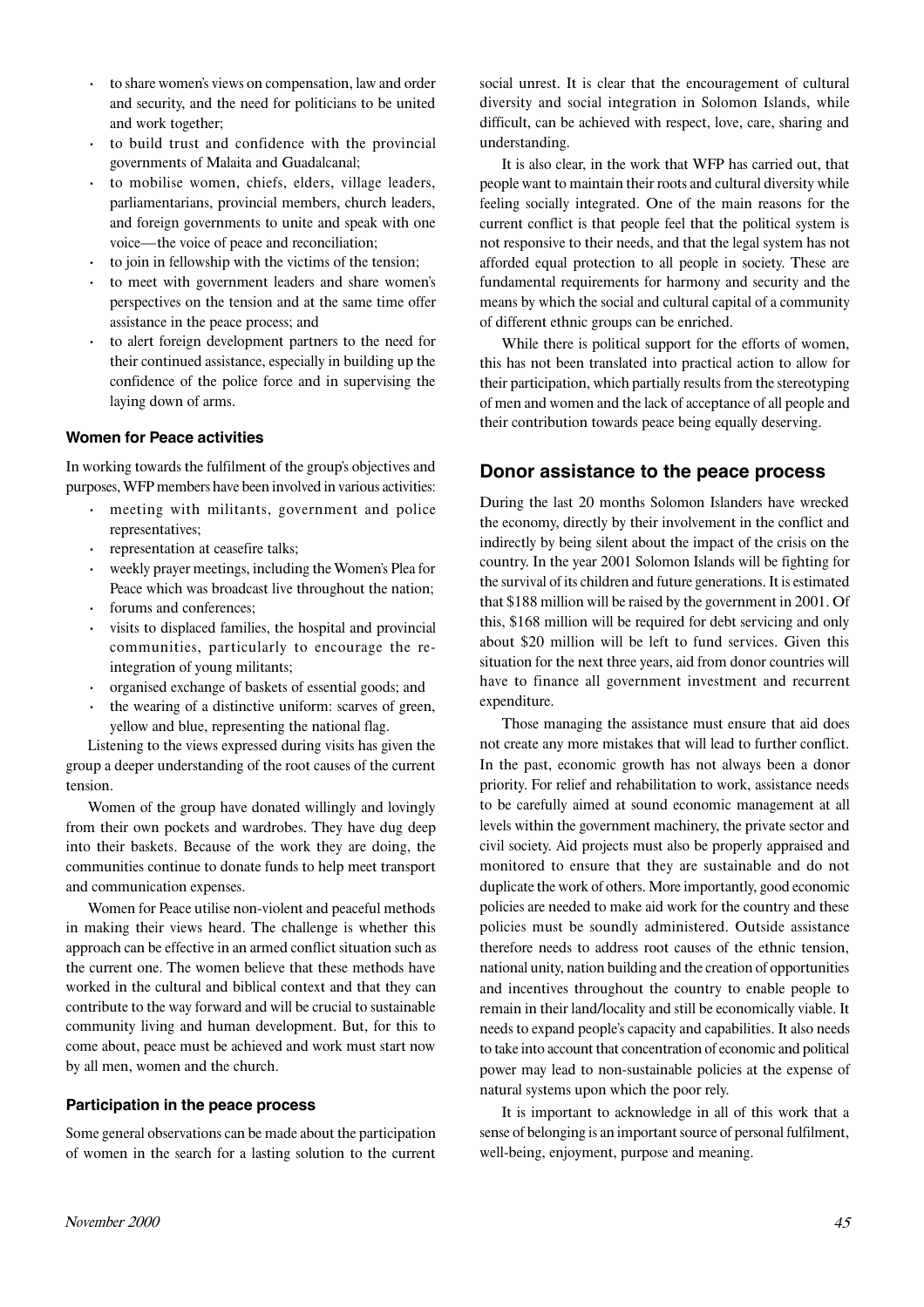- to share women's views on compensation, law and order and security, and the need for politicians to be united and work together;
- to build trust and confidence with the provincial governments of Malaita and Guadalcanal;
- to mobilise women, chiefs, elders, village leaders, parliamentarians, provincial members, church leaders, and foreign governments to unite and speak with one voice—the voice of peace and reconciliation;
- to join in fellowship with the victims of the tension;
- to meet with government leaders and share women's perspectives on the tension and at the same time offer assistance in the peace process; and
- to alert foreign development partners to the need for their continued assistance, especially in building up the confidence of the police force and in supervising the laying down of arms.

### Women for Peace activities

In working towards the fulfilment of the group's objectives and purposes, WFP members have been involved in various activities:

- meeting with militants, government and police representatives;
- representation at ceasefire talks;
- weekly prayer meetings, including the Women's Plea for Peace which was broadcast live throughout the nation;
- forums and conferences;
- visits to displaced families, the hospital and provincial communities, particularly to encourage the re-integration of young militants;
- organised exchange of baskets of essential goods; and
- the wearing of a distinctive uniform: scarves of green, yellow and blue, representing the national flag.

Listening to the views expressed during visits has given the group a deeper understanding of the root causes of the current tension.

Women of the group have donated willingly and lovingly from their own pockets and wardrobes. They have dug deep into their baskets. Because of the work they are doing, the communities continue to donate funds to help meet transport and communication expenses.

Women for Peace utilise non-violent and peaceful methods in making their views heard. The challenge is whether this approach can be effective in an armed conflict situation such as the current one. The women believe that these methods have worked in the cultural and biblical context and that they can contribute to the way forward and will be crucial to sustainable community living and human development. But, for this to come about, peace must be achieved and work must start now by all men, women and the church.

### Participation in the peace process

Some general observations can be made about the participation of women in the search for a lasting solution to the current social unrest. It is clear that the encouragement of cultural diversity and social integration in Solomon Islands, while difficult, can be achieved with respect, love, care, sharing and understanding.

It is also clear, in the work that WFP has carried out, that people want to maintain their roots and cultural diversity while feeling socially integrated. One of the main reasons for the current conflict is that people feel that the political system is not responsive to their needs, and that the legal system has not afforded equal protection to all people in society. These are fundamental requirements for harmony and security and the means by which the social and cultural capital of a community of different ethnic groups can be enriched.

While there is political support for the efforts of women, this has not been translated into practical action to allow for their participation, which partially results from the stereotyping of men and women and the lack of acceptance of all people and their contribution towards peace being equally deserving.

## Donor assistance to the peace process

During the last 20 months Solomon Islanders have wrecked the economy, directly by their involvement in the conflict and indirectly by being silent about the impact of the crisis on the country. In the year 2001 Solomon Islands will be fighting for the survival of its children and future generations. It is estimated that \$188 million will be raised by the government in 2001. Of this, \$168 million will be required for debt servicing and only about \$20 million will be left to fund services. Given this situation for the next three years, aid from donor countries will have to finance all government investment and recurrent expenditure.

Those managing the assistance must ensure that aid does not create any more mistakes that will lead to further conflict. In the past, economic growth has not always been a donor priority. For relief and rehabilitation to work, assistance needs to be carefully aimed at sound economic management at all levels within the government machinery, the private sector and civil society. Aid projects must also be properly appraised and monitored to ensure that they are sustainable and do not duplicate the work of others. More importantly, good economic policies are needed to make aid work for the country and these policies must be soundly administered. Outside assistance therefore needs to address root causes of the ethnic tension, national unity, nation building and the creation of opportunities and incentives throughout the country to enable people to remain in their land/locality and still be economically viable. It needs to expand people's capacity and capabilities. It also needs to take into account that concentration of economic and political power may lead to non-sustainable policies at the expense of natural systems upon which the poor rely.

It is important to acknowledge in all of this work that a sense of belonging is an important source of personal fulfilment, well-being, enjoyment, purpose and meaning.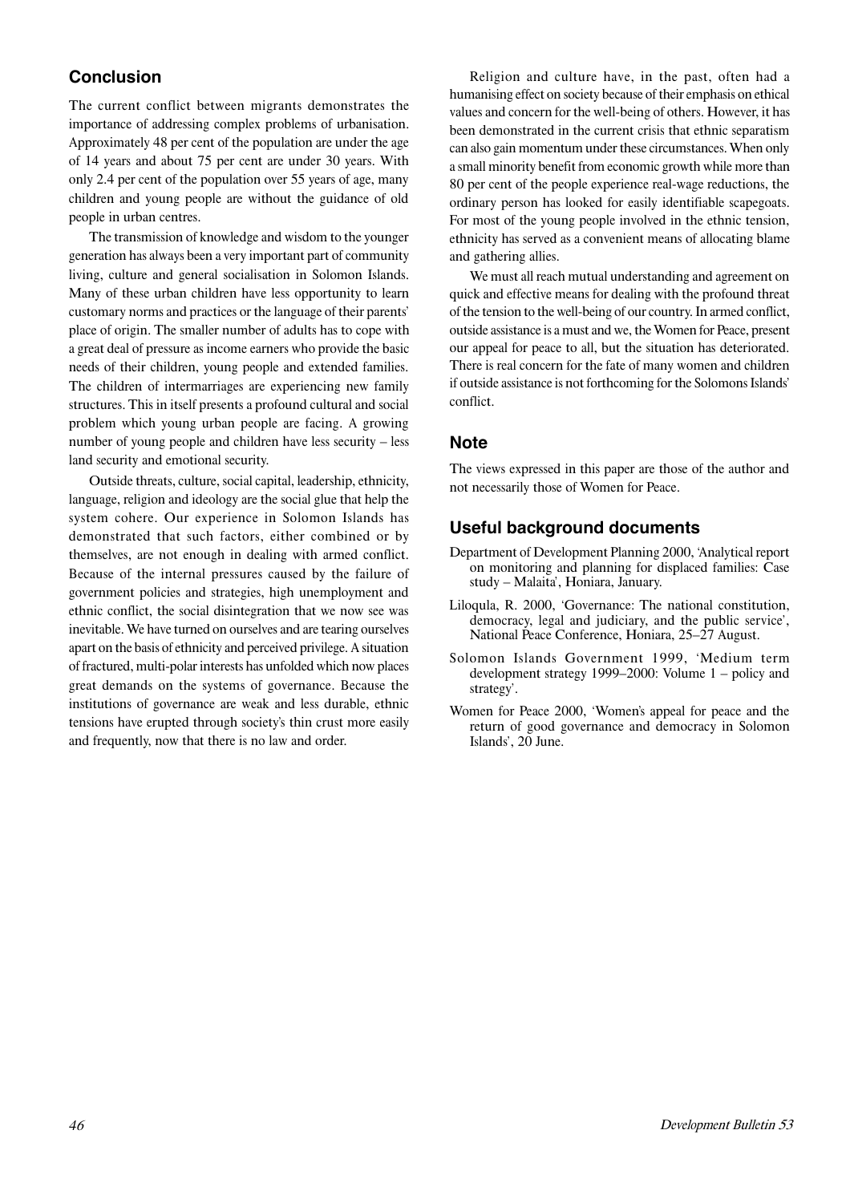## Conclusion

The current conflict between migrants demonstrates the importance of addressing complex problems of urbanisation. Approximately 48 per cent of the population are under the age of 14 years and about 75 per cent are under 30 years. With only 2.4 per cent of the population over 55 years of age, many children and young people are without the guidance of old people in urban centres.

The transmission of knowledge and wisdom to the younger generation has always been a very important part of community living, culture and general socialisation in Solomon Islands. Many of these urban children have less opportunity to learn customary norms and practices or the language of their parents' place of origin. The smaller number of adults has to cope with a great deal of pressure as income earners who provide the basic needs of their children, young people and extended families. The children of intermarriages are experiencing new family structures. This in itself presents a profound cultural and social problem which young urban people are facing. A growing number of young people and children have less security – less land security and emotional security.

Outside threats, culture, social capital, leadership, ethnicity, language, religion and ideology are the social glue that help the system cohere. Our experience in Solomon Islands has demonstrated that such factors, either combined or by themselves, are not enough in dealing with armed conflict. Because of the internal pressures caused by the failure of government policies and strategies, high unemployment and ethnic conflict, the social disintegration that we now see was inevitable. We have turned on ourselves and are tearing ourselves apart on the basis of ethnicity and perceived privilege. A situation of fractured, multi-polar interests has unfolded which now places great demands on the systems of governance. Because the institutions of governance are weak and less durable, ethnic tensions have erupted through society's thin crust more easily and frequently, now that there is no law and order.

Religion and culture have, in the past, often had a humanising effect on society because of their emphasis on ethical values and concern for the well-being of others. However, it has been demonstrated in the current crisis that ethnic separatism can also gain momentum under these circumstances. When only a small minority benefit from economic growth while more than 80 per cent of the people experience real-wage reductions, the ordinary person has looked for easily identifiable scapegoats. For most of the young people involved in the ethnic tension, ethnicity has served as a convenient means of allocating blame and gathering allies.

We must all reach mutual understanding and agreement on quick and effective means for dealing with the profound threat of the tension to the well-being of our country. In armed conflict, outside assistance is a must and we, the Women for Peace, present our appeal for peace to all, but the situation has deteriorated. There is real concern for the fate of many women and children if outside assistance is not forthcoming for the Solomons Islands' conflict.

## Note

The views expressed in this paper are those of the author and not necessarily those of Women for Peace.

## Useful background documents

Department of Development Planning 2000, 'Analytical report on monitoring and planning for displaced families: Case study – Malaita', Honiara, January.

Liloqula, R. 2000, 'Governance: The national constitution, democracy, legal and judiciary, and the public service', National Peace Conference, Honiara, 25–27 August.

Solomon Islands Government 1999, 'Medium term development strategy 1999–2000: Volume 1 – policy and strategy'.

Women for Peace 2000, 'Women's appeal for peace and the return of good governance and democracy in Solomon Islands', 20 June.